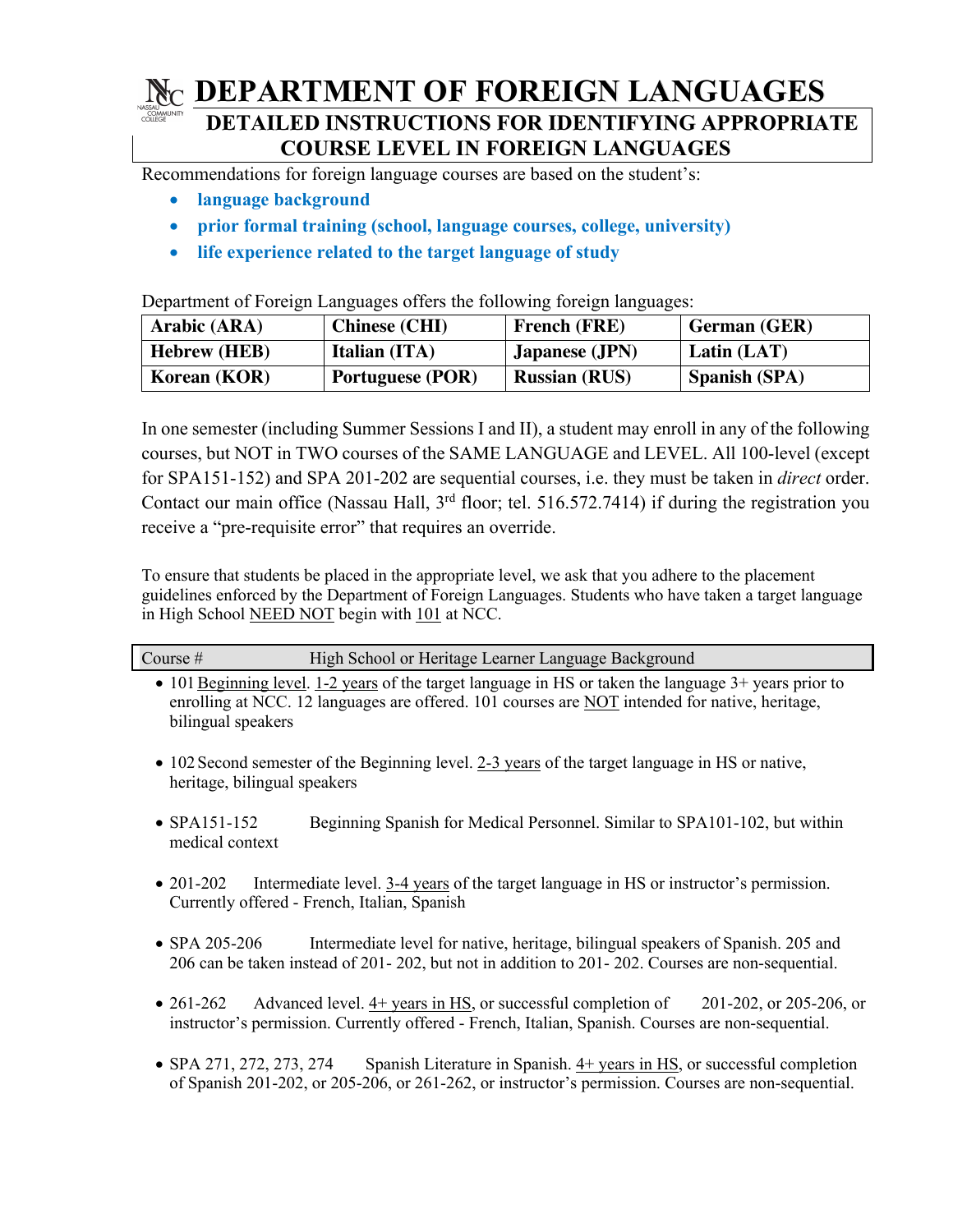# DEPARTMENT OF FOREIGN LANGUAGES

## DETAILED INSTRUCTIONS FOR IDENTIFYING APPROPRIATE COURSE LEVEL IN FOREIGN LANGUAGES

Recommendations for foreign language courses are based on the student's:

- **language background**
- **prior formal training (school, language courses, college, university)**
- **life experience related to the target language of study**

Department of Foreign Languages offers the following foreign languages:

| Arabic (ARA) | Chinese (CHI) | French (FRE) | German (GER) |
|---|---|---|---|
| **Hebrew (HEB)** | **Italian (ITA)** | **Japanese (JPN)** | **Latin (LAT)** |
| **Korean (KOR)** | **Portuguese (POR)** | **Russian (RUS)** | **Spanish (SPA)** |

In one semester (including Summer Sessions I and II), a student may enroll in any of the following courses, but NOT in TWO courses of the SAME LANGUAGE and LEVEL. All 100-level (except for SPA151-152) and SPA 201-202 are sequential courses, i.e. they must be taken in *direct* order. Contact our main office (Nassau Hall, 3rd floor; tel. 516.572.7414) if during the registration you receive a "pre-requisite error" that requires an override.

To ensure that students be placed in the appropriate level, we ask that you adhere to the placement guidelines enforced by the Department of Foreign Languages. Students who have taken a target language in High School NEED NOT begin with 101 at NCC.

| Course # | High School or Heritage Learner Language Background |
|---|---|

- 101 Beginning level. 1-2 years of the target language in HS or taken the language 3+ years prior to enrolling at NCC. 12 languages are offered. 101 courses are NOT intended for native, heritage, bilingual speakers
- 102 Second semester of the Beginning level. 2-3 years of the target language in HS or native, heritage, bilingual speakers
- SPA151-152 Beginning Spanish for Medical Personnel. Similar to SPA101-102, but within medical context
- 201-202 Intermediate level. 3-4 years of the target language in HS or instructor's permission. Currently offered - French, Italian, Spanish
- SPA 205-206 Intermediate level for native, heritage, bilingual speakers of Spanish. 205 and 206 can be taken instead of 201- 202, but not in addition to 201- 202. Courses are non-sequential.
- 261-262 Advanced level. 4+ years in HS, or successful completion of 201-202, or 205-206, or instructor's permission. Currently offered - French, Italian, Spanish. Courses are non-sequential.
- SPA 271, 272, 273, 274 Spanish Literature in Spanish. 4+ years in HS, or successful completion of Spanish 201-202, or 205-206, or 261-262, or instructor's permission. Courses are non-sequential.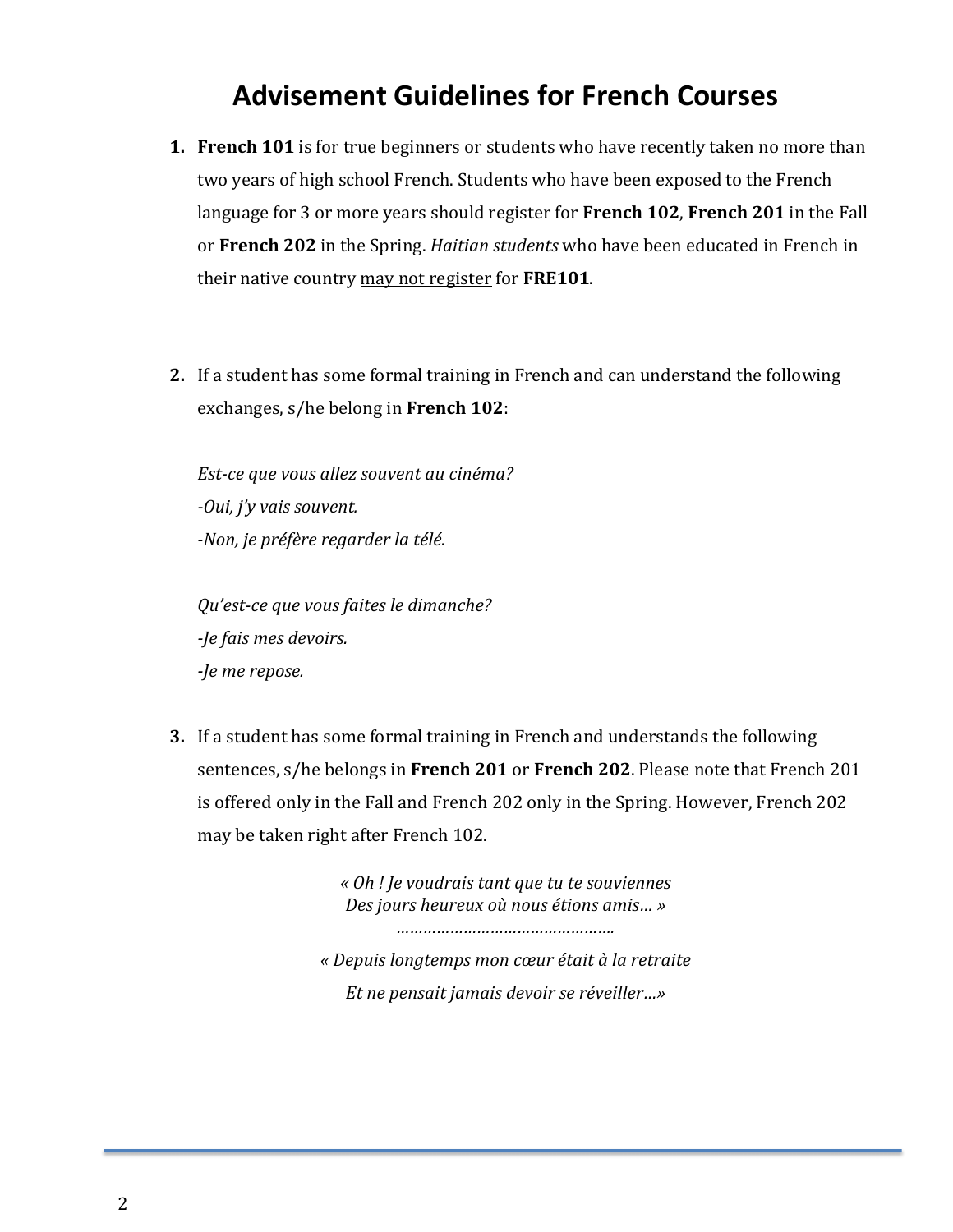# Advisement Guidelines for French Courses

1. **French 101** is for true beginners or students who have recently taken no more than two years of high school French. Students who have been exposed to the French language for 3 or more years should register for **French 102**, **French 201** in the Fall or **French 202** in the Spring. *Haitian students* who have been educated in French in their native country <u>may not register</u> for **FRE101**.

2. If a student has some formal training in French and can understand the following exchanges, s/he belong in **French 102**:

   *Est-ce que vous allez souvent au cinéma?*
   *-Oui, j'y vais souvent.*
   *-Non, je préfère regarder la télé.*

   *Qu'est-ce que vous faites le dimanche?*
   *-Je fais mes devoirs.*
   *-Je me repose.*

3. If a student has some formal training in French and understands the following sentences, s/he belongs in **French 201** or **French 202**. Please note that French 201 is offered only in the Fall and French 202 only in the Spring. However, French 202 may be taken right after French 102.

   *« Oh ! Je voudrais tant que tu te souviennes*
   *Des jours heureux où nous étions amis… »*
   ……………………………………………

   *« Depuis longtemps mon cœur était à la retraite*
   *Et ne pensait jamais devoir se réveiller…»*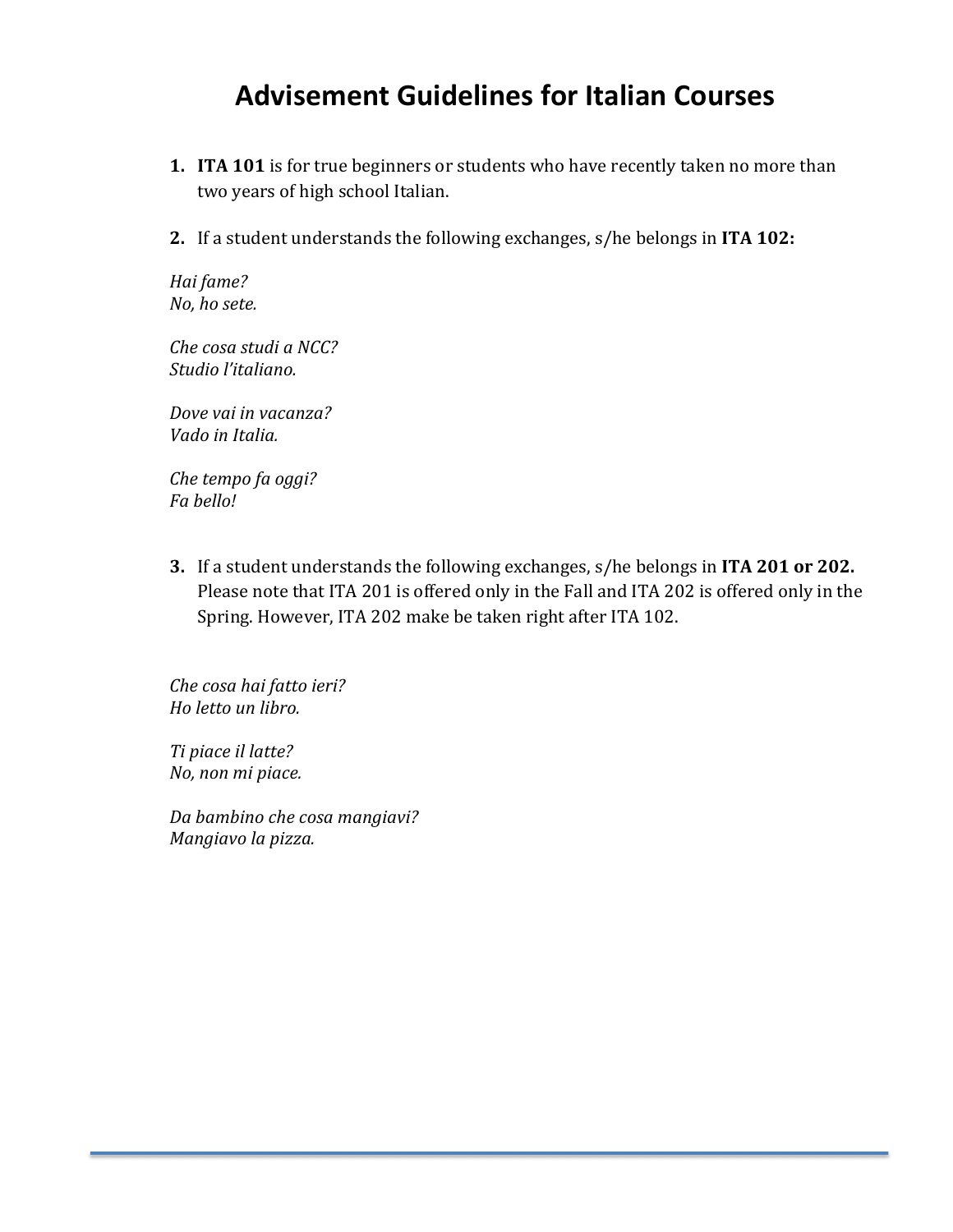# Advisement Guidelines for Italian Courses

1. **ITA 101** is for true beginners or students who have recently taken no more than two years of high school Italian.

2. If a student understands the following exchanges, s/he belongs in **ITA 102:**

*Hai fame?*
*No, ho sete.*

*Che cosa studi a NCC?*
*Studio l'italiano.*

*Dove vai in vacanza?*
*Vado in Italia.*

*Che tempo fa oggi?*
*Fa bello!*

3. If a student understands the following exchanges, s/he belongs in **ITA 201 or 202.** Please note that ITA 201 is offered only in the Fall and ITA 202 is offered only in the Spring. However, ITA 202 make be taken right after ITA 102.

*Che cosa hai fatto ieri?*
*Ho letto un libro.*

*Ti piace il latte?*
*No, non mi piace.*

*Da bambino che cosa mangiavi?*
*Mangiavo la pizza.*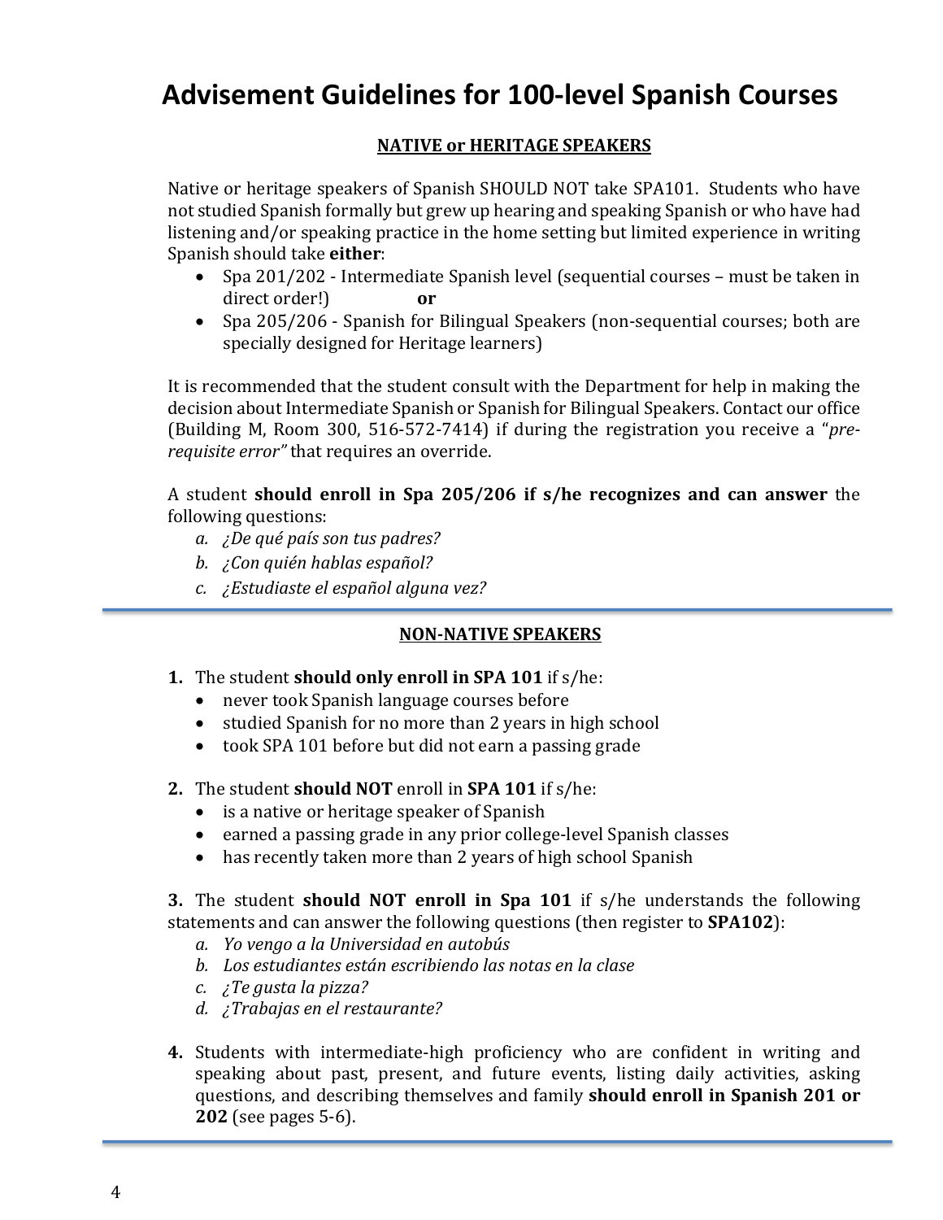# Advisement Guidelines for 100-level Spanish Courses

## NATIVE or HERITAGE SPEAKERS

Native or heritage speakers of Spanish SHOULD NOT take SPA101. Students who have not studied Spanish formally but grew up hearing and speaking Spanish or who have had listening and/or speaking practice in the home setting but limited experience in writing Spanish should take **either**:

- Spa 201/202 - Intermediate Spanish level (sequential courses – must be taken in direct order!) **or**
- Spa 205/206 - Spanish for Bilingual Speakers (non-sequential courses; both are specially designed for Heritage learners)

It is recommended that the student consult with the Department for help in making the decision about Intermediate Spanish or Spanish for Bilingual Speakers. Contact our office (Building M, Room 300, 516-572-7414) if during the registration you receive a "*pre-requisite error"* that requires an override.

A student **should enroll in Spa 205/206 if s/he recognizes and can answer** the following questions:

*a. ¿De qué país son tus padres?*
*b. ¿Con quién hablas español?*
*c. ¿Estudiaste el español alguna vez?*

---

## NON-NATIVE SPEAKERS

**1.** The student **should only enroll in SPA 101** if s/he:
- never took Spanish language courses before
- studied Spanish for no more than 2 years in high school
- took SPA 101 before but did not earn a passing grade

**2.** The student **should NOT** enroll in **SPA 101** if s/he:
- is a native or heritage speaker of Spanish
- earned a passing grade in any prior college-level Spanish classes
- has recently taken more than 2 years of high school Spanish

**3.** The student **should NOT enroll in Spa 101** if s/he understands the following statements and can answer the following questions (then register to **SPA102**):

*a. Yo vengo a la Universidad en autobús*
*b. Los estudiantes están escribiendo las notas en la clase*
*c. ¿Te gusta la pizza?*
*d. ¿Trabajas en el restaurante?*

**4.** Students with intermediate-high proficiency who are confident in writing and speaking about past, present, and future events, listing daily activities, asking questions, and describing themselves and family **should enroll in Spanish 201 or 202** (see pages 5-6).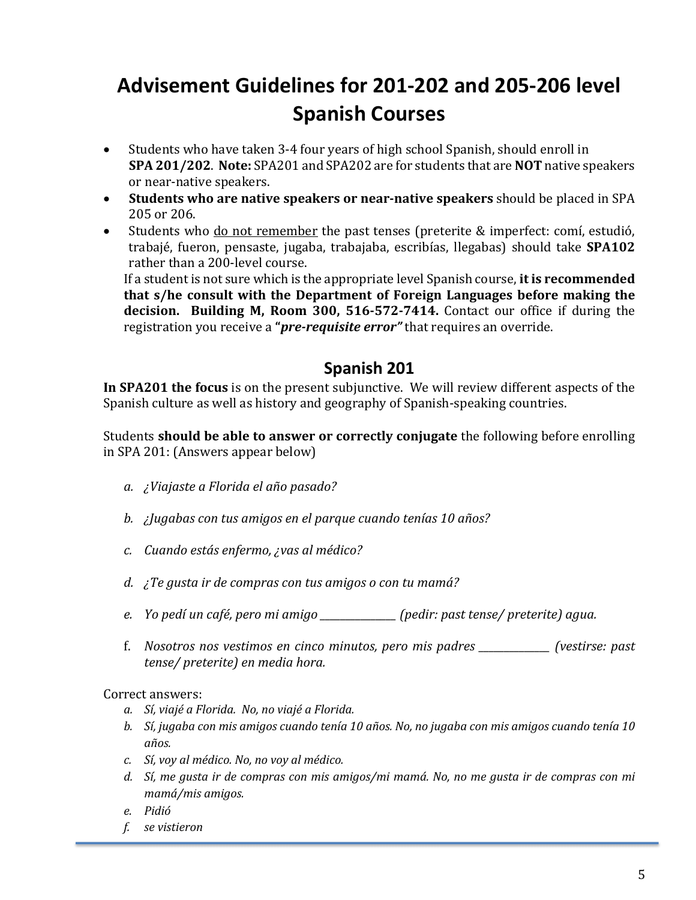# Advisement Guidelines for 201-202 and 205-206 level Spanish Courses

- Students who have taken 3-4 four years of high school Spanish, should enroll in **SPA 201/202**. **Note:** SPA201 and SPA202 are for students that are **NOT** native speakers or near-native speakers.
- **Students who are native speakers or near-native speakers** should be placed in SPA 205 or 206.
- Students who <u>do not remember</u> the past tenses (preterite & imperfect: comí, estudió, trabajé, fueron, pensaste, jugaba, trabajaba, escribías, llegabas) should take **SPA102** rather than a 200-level course.

  If a student is not sure which is the appropriate level Spanish course, **it is recommended that s/he consult with the Department of Foreign Languages before making the decision. Building M, Room 300, 516-572-7414.** Contact our office if during the registration you receive a ***"pre-requisite error"*** that requires an override.

## Spanish 201

**In SPA201 the focus** is on the present subjunctive. We will review different aspects of the Spanish culture as well as history and geography of Spanish-speaking countries.

Students **should be able to answer or correctly conjugate** the following before enrolling in SPA 201: (Answers appear below)

a. *¿Viajaste a Florida el año pasado?*

b. *¿Jugabas con tus amigos en el parque cuando tenías 10 años?*

c. *Cuando estás enfermo, ¿vas al médico?*

d. *¿Te gusta ir de compras con tus amigos o con tu mamá?*

e. *Yo pedí un café, pero mi amigo _______________ (pedir: past tense/ preterite) agua.*

f. *Nosotros nos vestimos en cinco minutos, pero mis padres ______________ (vestirse: past tense/ preterite) en media hora.*

Correct answers:

a. *Sí, viajé a Florida. No, no viajé a Florida.*
b. *Sí, jugaba con mis amigos cuando tenía 10 años. No, no jugaba con mis amigos cuando tenía 10 años.*
c. *Sí, voy al médico. No, no voy al médico.*
d. *Sí, me gusta ir de compras con mis amigos/mi mamá. No, no me gusta ir de compras con mi mamá/mis amigos.*
e. *Pidió*
f. *se vistieron*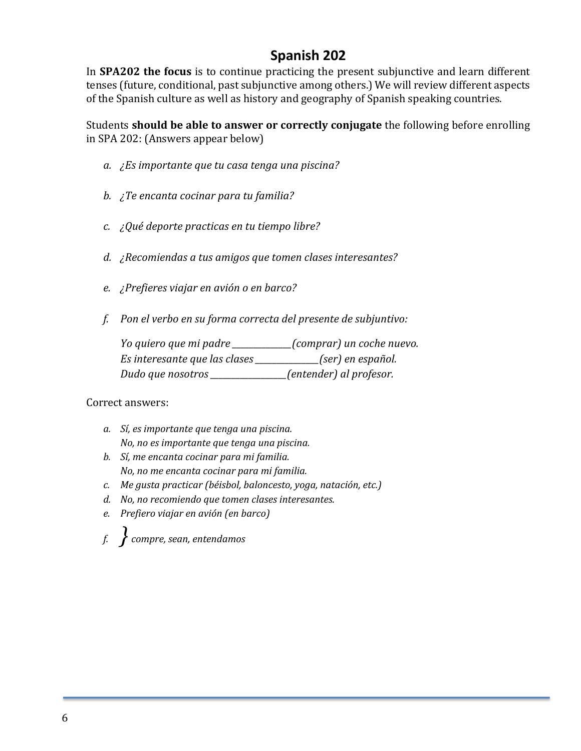# Spanish 202

In **SPA202 the focus** is to continue practicing the present subjunctive and learn different tenses (future, conditional, past subjunctive among others.) We will review different aspects of the Spanish culture as well as history and geography of Spanish speaking countries.

Students **should be able to answer or correctly conjugate** the following before enrolling in SPA 202: (Answers appear below)

*a. ¿Es importante que tu casa tenga una piscina?*

*b. ¿Te encanta cocinar para tu familia?*

*c. ¿Qué deporte practicas en tu tiempo libre?*

*d. ¿Recomiendas a tus amigos que tomen clases interesantes?*

*e. ¿Prefieres viajar en avión o en barco?*

*f. Pon el verbo en su forma correcta del presente de subjuntivo:*

*Yo quiero que mi padre ______________(comprar) un coche nuevo.*
*Es interesante que las clases ______________(ser) en español.*
*Dudo que nosotros _________________(entender) al profesor.*

Correct answers:

*a. Sí, es importante que tenga una piscina.*
*No, no es importante que tenga una piscina.*
*b. Sí, me encanta cocinar para mi familia.*
*No, no me encanta cocinar para mi familia.*
*c. Me gusta practicar (béisbol, baloncesto, yoga, natación, etc.)*
*d. No, no recomiendo que tomen clases interesantes.*
*e. Prefiero viajar en avión (en barco)*
*f. } compre, sean, entendamos*